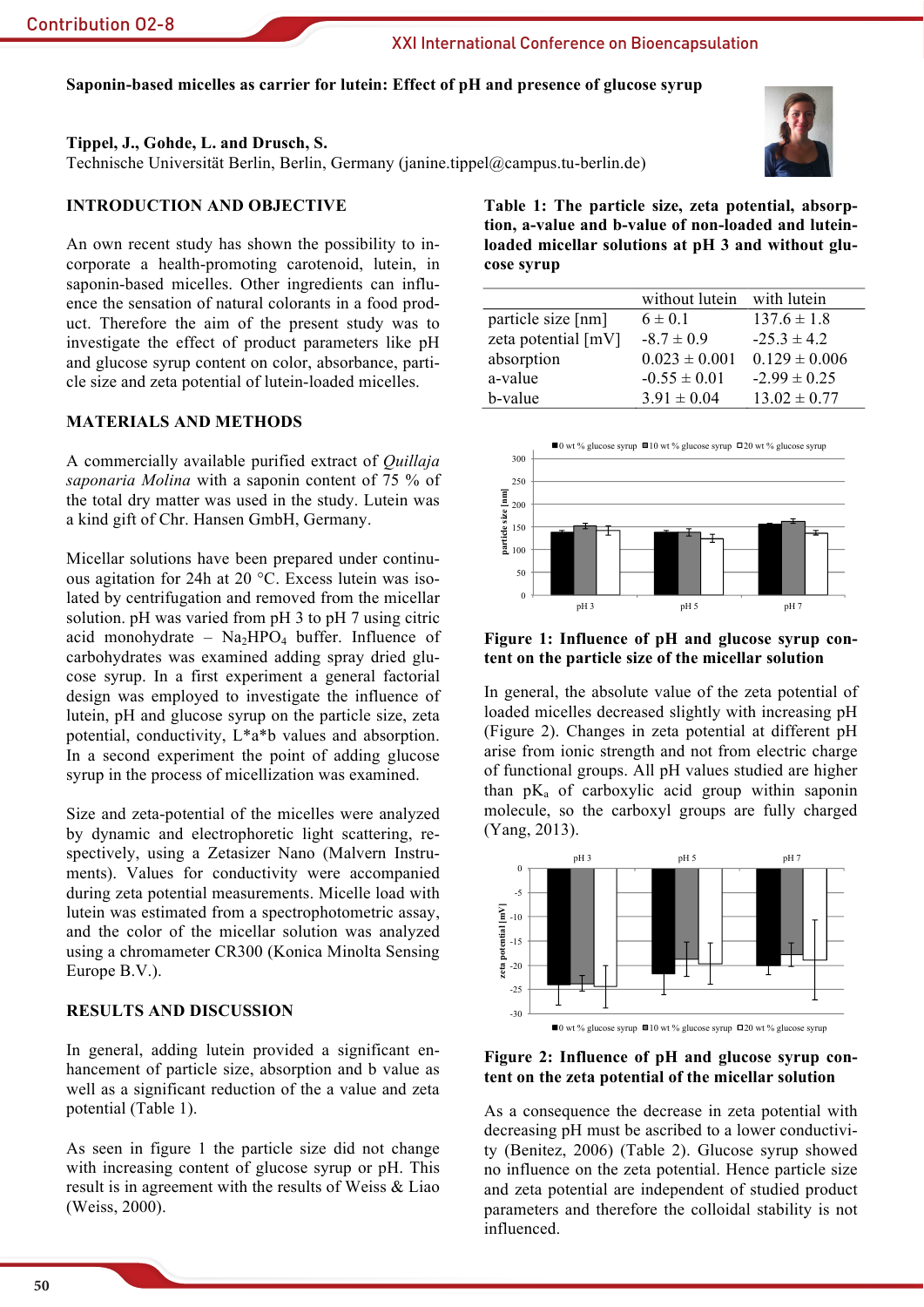# Saponin-based micelles as carrier for lutein: Effect of pH and presence of glucose syrup

**Tippel, J., Gohde, L. and Drusch, S.**

Technische Universität Berlin, Berlin, Germany (janine.tippel@campus.tu-berlin.de)

## INTRODUCTION AND OBJECTIVE

An own recent study has shown the possibility to incorporate a health-promoting carotenoid, lutein, in saponin-based micelles. Other ingredients can influence the sensation of natural colorants in a food product. Therefore the aim of the present study was to investigate the effect of product parameters like pH and glucose syrup content on color, absorbance, particle size and zeta potential of lutein-loaded micelles.

## MATERIALS AND METHODS

A commercially available purified extract of *Quillaja saponaria Molina* with a saponin content of 75 % of the total dry matter was used in the study. Lutein was a kind gift of Chr. Hansen GmbH, Germany.

Micellar solutions have been prepared under continuous agitation for 24h at 20 °C. Excess lutein was isolated by centrifugation and removed from the micellar solution. pH was varied from pH 3 to pH 7 using citric acid monohydrate – $Na_2HPO_4$ buffer. Influence of carbohydrates was examined adding spray dried glucose syrup. In a first experiment a general factorial design was employed to investigate the influence of lutein, pH and glucose syrup on the particle size, zeta potential, conductivity, L*a*b values and absorption. In a second experiment the point of adding glucose syrup in the process of micellization was examined.

Size and zeta-potential of the micelles were analyzed by dynamic and electrophoretic light scattering, respectively, using a Zetasizer Nano (Malvern Instruments). Values for conductivity were accompanied during zeta potential measurements. Micelle load with lutein was estimated from a spectrophotometric assay, and the color of the micellar solution was analyzed using a chromameter CR300 (Konica Minolta Sensing Europe B.V.).

## RESULTS AND DISCUSSION

In general, adding lutein provided a significant enhancement of particle size, absorption and b value as well as a significant reduction of the a value and zeta potential (Table 1).

As seen in figure 1 the particle size did not change with increasing content of glucose syrup or pH. This result is in agreement with the results of Weiss & Liao (Weiss, 2000).

**Table 1: The particle size, zeta potential, absorption, a-value and b-value of non-loaded and lutein-loaded micellar solutions at pH 3 and without glucose syrup**

| | without lutein | with lutein |
|---|---|---|
| particle size [nm] | 6 ± 0.1 | 137.6 ± 1.8 |
| zeta potential [mV] | -8.7 ± 0.9 | -25.3 ± 4.2 |
| absorption | 0.023 ± 0.001 | 0.129 ± 0.006 |
| a-value | -0.55 ± 0.01 | -2.99 ± 0.25 |
| b-value | 3.91 ± 0.04 | 13.02 ± 0.77 |

**Figure 1: Influence of pH and glucose syrup content on the particle size of the micellar solution**

In general, the absolute value of the zeta potential of loaded micelles decreased slightly with increasing pH (Figure 2). Changes in zeta potential at different pH arise from ionic strength and not from electric charge of functional groups. All pH values studied are higher than $pK_a$ of carboxylic acid group within saponin molecule, so the carboxyl groups are fully charged (Yang, 2013).

**Figure 2: Influence of pH and glucose syrup content on the zeta potential of the micellar solution**

As a consequence the decrease in zeta potential with decreasing pH must be ascribed to a lower conductivity (Benitez, 2006) (Table 2). Glucose syrup showed no influence on the zeta potential. Hence particle size and zeta potential are independent of studied product parameters and therefore the colloidal stability is not influenced.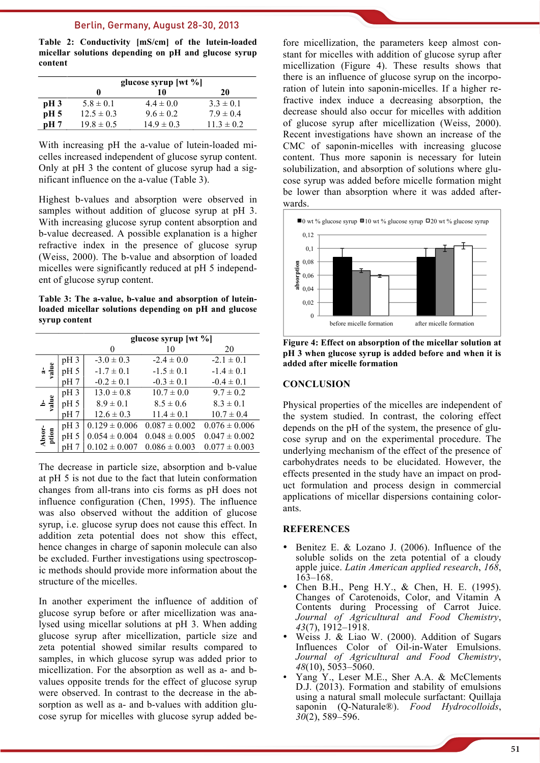**Table 2: Conductivity [mS/cm] of the lutein-loaded micellar solutions depending on pH and glucose syrup content**

| | glucose syrup [wt %] | | |
|---|---|---|---|
| | 0 | 10 | 20 |
| **pH 3** | 5.8 ± 0.1 | 4.4 ± 0.0 | 3.3 ± 0.1 |
| **pH 5** | 12.5 ± 0.3 | 9.6 ± 0.2 | 7.9 ± 0.4 |
| **pH 7** | 19.8 ± 0.5 | 14.9 ± 0.3 | 11.3 ± 0.2 |

With increasing pH the a-value of lutein-loaded micelles increased independent of glucose syrup content. Only at pH 3 the content of glucose syrup had a significant influence on the a-value (Table 3).

Highest b-values and absorption were observed in samples without addition of glucose syrup at pH 3. With increasing glucose syrup content absorption and b-value decreased. A possible explanation is a higher refractive index in the presence of glucose syrup (Weiss, 2000). The b-value and absorption of loaded micelles were significantly reduced at pH 5 independent of glucose syrup content.

**Table 3: The a-value, b-value and absorption of lutein-loaded micellar solutions depending on pH and glucose syrup content**

| | | glucose syrup [wt %] | | |
|---|---|---|---|---|
| | | 0 | 10 | 20 |
| a-value | pH 3 | -3.0 ± 0.3 | -2.4 ± 0.0 | -2.1 ± 0.1 |
| | pH 5 | -1.7 ± 0.1 | -1.5 ± 0.1 | -1.4 ± 0.1 |
| | pH 7 | -0.2 ± 0.1 | -0.3 ± 0.1 | -0.4 ± 0.1 |
| b-value | pH 3 | 13.0 ± 0.8 | 10.7 ± 0.0 | 9.7 ± 0.2 |
| | pH 5 | 8.9 ± 0.1 | 8.5 ± 0.6 | 8.3 ± 0.1 |
| | pH 7 | 12.6 ± 0.3 | 11.4 ± 0.1 | 10.7 ± 0.4 |
| Absorption | pH 3 | 0.129 ± 0.006 | 0.087 ± 0.002 | 0.076 ± 0.006 |
| | pH 5 | 0.054 ± 0.004 | 0.048 ± 0.005 | 0.047 ± 0.002 |
| | pH 7 | 0.102 ± 0.007 | 0.086 ± 0.003 | 0.077 ± 0.003 |

The decrease in particle size, absorption and b-value at pH 5 is not due to the fact that lutein conformation changes from all-trans into cis forms as pH does not influence configuration (Chen, 1995). The influence was also observed without the addition of glucose syrup, i.e. glucose syrup does not cause this effect. In addition zeta potential does not show this effect, hence changes in charge of saponin molecule can also be excluded. Further investigations using spectroscopic methods should provide more information about the structure of the micelles.

In another experiment the influence of addition of glucose syrup before or after micellization was analysed using micellar solutions at pH 3. When adding glucose syrup after micellization, particle size and zeta potential showed similar results compared to samples, in which glucose syrup was added prior to micellization. For the absorption as well as a- and b-values opposite trends for the effect of glucose syrup were observed. In contrast to the decrease in the absorption as well as a- and b-values with addition glucose syrup for micelles with glucose syrup added before micellization, the parameters keep almost constant for micelles with addition of glucose syrup after micellization (Figure 4). These results shows that there is an influence of glucose syrup on the incorporation of lutein into saponin-micelles. If a higher refractive index induce a decreasing absorption, the decrease should also occur for micelles with addition of glucose syrup after micellization (Weiss, 2000). Recent investigations have shown an increase of the CMC of saponin-micelles with increasing glucose content. Thus more saponin is necessary for lutein solubilization, and absorption of solutions where glucose syrup was added before micelle formation might be lower than absorption where it was added afterwards.

■0 wt % glucose syrup ■10 wt % glucose syrup □20 wt % glucose syrup

absorption

0,12
0,1
0,08
0,06
0,04
0,02
0

before micelle formation
after micelle formation

**Figure 4: Effect on absorption of the micellar solution at pH 3 when glucose syrup is added before and when it is added after micelle formation**

## CONCLUSION

Physical properties of the micelles are independent of the system studied. In contrast, the coloring effect depends on the pH of the system, the presence of glucose syrup and on the experimental procedure. The underlying mechanism of the effect of the presence of carbohydrates needs to be elucidated. However, the effects presented in the study have an impact on product formulation and process design in commercial applications of micellar dispersions containing colorants.

## REFERENCES

- Benitez E. & Lozano J. (2006). Influence of the soluble solids on the zeta potential of a cloudy apple juice. *Latin American applied research*, *168*, 163–168.
- Chen B.H., Peng H.Y., & Chen, H. E. (1995). Changes of Carotenoids, Color, and Vitamin A Contents during Processing of Carrot Juice. *Journal of Agricultural and Food Chemistry*, *43*(7), 1912–1918.
- Weiss J. & Liao W. (2000). Addition of Sugars Influences Color of Oil-in-Water Emulsions. *Journal of Agricultural and Food Chemistry*, *48*(10), 5053–5060.
- Yang Y., Leser M.E., Sher A.A. & McClements D.J. (2013). Formation and stability of emulsions using a natural small molecule surfactant: Quillaja saponin (Q-Naturale®). *Food Hydrocolloids*, *30*(2), 589–596.